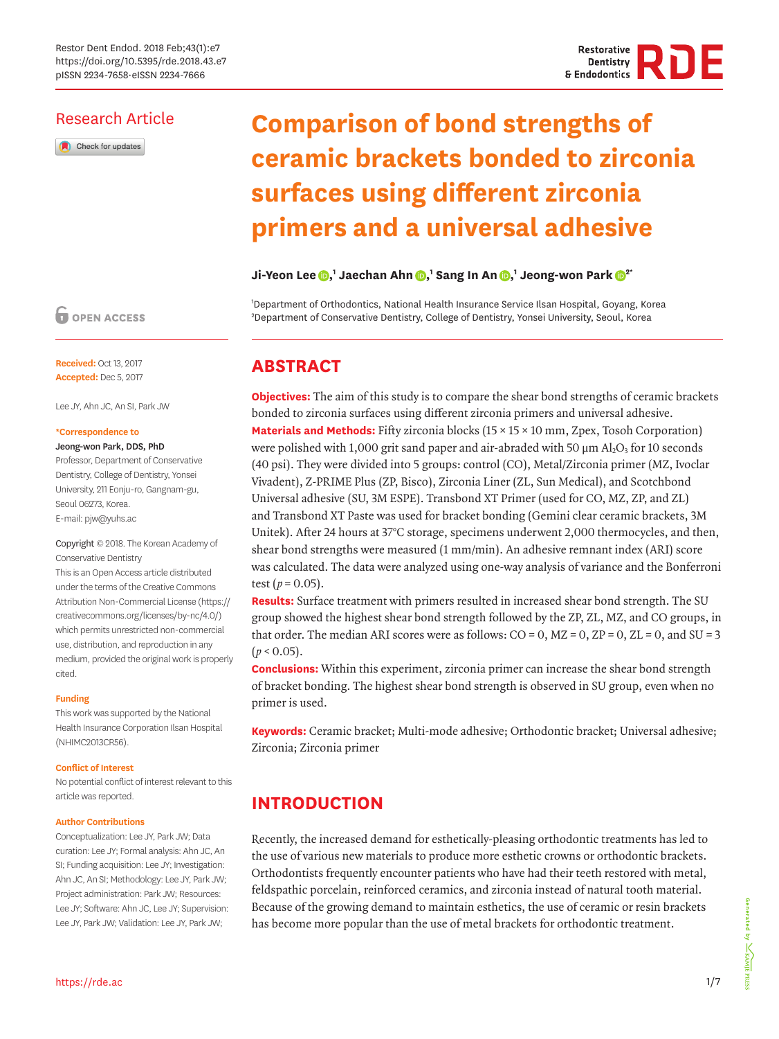Research Article

# Comparison of bond strengths of ceramic brackets bonded to zirconia surfaces using different zirconia primers and a universal adhesive

**Ji-Yeon Lee**,[1] **Jaechan Ahn**,[1] **Sang In An**,[1] **Jeong-won Park**[2*]

[1]Department of Orthodontics, National Health Insurance Service Ilsan Hospital, Goyang, Korea
[2]Department of Conservative Dentistry, College of Dentistry, Yonsei University, Seoul, Korea

OPEN ACCESS

**Received:** Oct 13, 2017
**Accepted:** Dec 5, 2017

Lee JY, Ahn JC, An SI, Park JW

**\*Correspondence to**
**Jeong-won Park, DDS, PhD**
Professor, Department of Conservative Dentistry, College of Dentistry, Yonsei University, 211 Eonju-ro, Gangnam-gu, Seoul 06273, Korea.
E-mail: pjw@yuhs.ac

Copyright © 2018. The Korean Academy of Conservative Dentistry
This is an Open Access article distributed under the terms of the Creative Commons Attribution Non-Commercial License (https://creativecommons.org/licenses/by-nc/4.0/) which permits unrestricted non-commercial use, distribution, and reproduction in any medium, provided the original work is properly cited.

**Funding**
This work was supported by the National Health Insurance Corporation Ilsan Hospital (NHIMC2013CR56).

**Conflict of Interest**
No potential conflict of interest relevant to this article was reported.

**Author Contributions**
Conceptualization: Lee JY, Park JW; Data curation: Lee JY; Formal analysis: Ahn JC, An SI; Funding acquisition: Lee JY; Investigation: Ahn JC, An SI; Methodology: Lee JY, Park JW; Project administration: Park JW; Resources: Lee JY; Software: Ahn JC, Lee JY; Supervision: Lee JY, Park JW; Validation: Lee JY, Park JW;

## ABSTRACT

**Objectives:** The aim of this study is to compare the shear bond strengths of ceramic brackets bonded to zirconia surfaces using different zirconia primers and universal adhesive.

**Materials and Methods:** Fifty zirconia blocks (15 × 15 × 10 mm, Zpex, Tosoh Corporation) were polished with 1,000 grit sand paper and air-abraded with 50 µm $Al_2O_3$ for 10 seconds (40 psi). They were divided into 5 groups: control (CO), Metal/Zirconia primer (MZ, Ivoclar Vivadent), Z-PRIME Plus (ZP, Bisco), Zirconia Liner (ZL, Sun Medical), and Scotchbond Universal adhesive (SU, 3M ESPE). Transbond XT Primer (used for CO, MZ, ZP, and ZL) and Transbond XT Paste was used for bracket bonding (Gemini clear ceramic brackets, 3M Unitek). After 24 hours at 37°C storage, specimens underwent 2,000 thermocycles, and then, shear bond strengths were measured (1 mm/min). An adhesive remnant index (ARI) score was calculated. The data were analyzed using one-way analysis of variance and the Bonferroni test ($p = 0.05$).

**Results:** Surface treatment with primers resulted in increased shear bond strength. The SU group showed the highest shear bond strength followed by the ZP, ZL, MZ, and CO groups, in that order. The median ARI scores were as follows: CO = 0, MZ = 0, ZP = 0, ZL = 0, and SU = 3 ($p < 0.05$).

**Conclusions:** Within this experiment, zirconia primer can increase the shear bond strength of bracket bonding. The highest shear bond strength is observed in SU group, even when no primer is used.

**Keywords:** Ceramic bracket; Multi-mode adhesive; Orthodontic bracket; Universal adhesive; Zirconia; Zirconia primer

## INTRODUCTION

Recently, the increased demand for esthetically-pleasing orthodontic treatments has led to the use of various new materials to produce more esthetic crowns or orthodontic brackets. Orthodontists frequently encounter patients who have had their teeth restored with metal, feldspathic porcelain, reinforced ceramics, and zirconia instead of natural tooth material. Because of the growing demand to maintain esthetics, the use of ceramic or resin brackets has become more popular than the use of metal brackets for orthodontic treatment.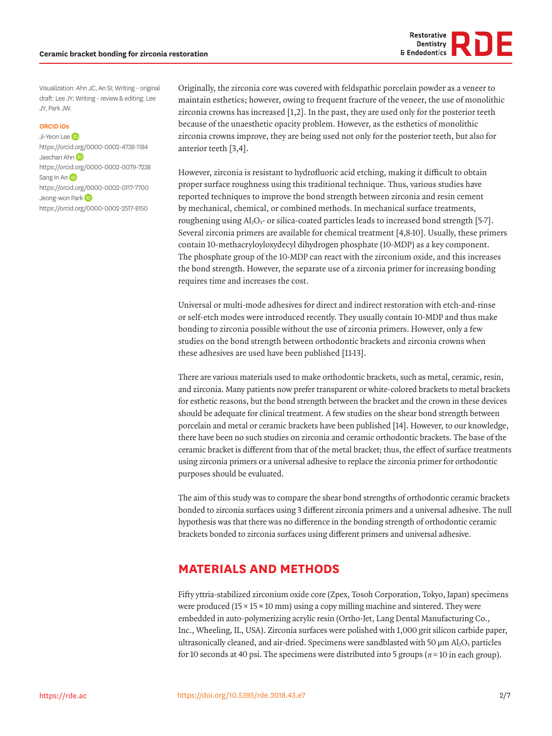Visualization: Ahn JC, An SI; Writing - original draft: Lee JY; Writing - review & editing: Lee JY, Park JW.

**ORCID iDs**

Ji-Yeon Lee
https://orcid.org/0000-0002-4738-1184
Jaechan Ahn
https://orcid.org/0000-0002-0079-7238
Sang In An
https://orcid.org/0000-0002-0117-7700
Jeong-won Park
https://orcid.org/0000-0002-2517-8150

Originally, the zirconia core was covered with feldspathic porcelain powder as a veneer to maintain esthetics; however, owing to frequent fracture of the veneer, the use of monolithic zirconia crowns has increased [1,2]. In the past, they are used only for the posterior teeth because of the unaesthetic opacity problem. However, as the esthetics of monolithic zirconia crowns improve, they are being used not only for the posterior teeth, but also for anterior teeth [3,4].

However, zirconia is resistant to hydrofluoric acid etching, making it difficult to obtain proper surface roughness using this traditional technique. Thus, various studies have reported techniques to improve the bond strength between zirconia and resin cement by mechanical, chemical, or combined methods. In mechanical surface treatments, roughening using $Al_2O_3$- or silica-coated particles leads to increased bond strength [5-7]. Several zirconia primers are available for chemical treatment [4,8-10]. Usually, these primers contain 10-methacryloyloxydecyl dihydrogen phosphate (10-MDP) as a key component. The phosphate group of the 10-MDP can react with the zirconium oxide, and this increases the bond strength. However, the separate use of a zirconia primer for increasing bonding requires time and increases the cost.

Universal or multi-mode adhesives for direct and indirect restoration with etch-and-rinse or self-etch modes were introduced recently. They usually contain 10-MDP and thus make bonding to zirconia possible without the use of zirconia primers. However, only a few studies on the bond strength between orthodontic brackets and zirconia crowns when these adhesives are used have been published [11-13].

There are various materials used to make orthodontic brackets, such as metal, ceramic, resin, and zirconia. Many patients now prefer transparent or white-colored brackets to metal brackets for esthetic reasons, but the bond strength between the bracket and the crown in these devices should be adequate for clinical treatment. A few studies on the shear bond strength between porcelain and metal or ceramic brackets have been published [14]. However, to our knowledge, there have been no such studies on zirconia and ceramic orthodontic brackets. The base of the ceramic bracket is different from that of the metal bracket; thus, the effect of surface treatments using zirconia primers or a universal adhesive to replace the zirconia primer for orthodontic purposes should be evaluated.

The aim of this study was to compare the shear bond strengths of orthodontic ceramic brackets bonded to zirconia surfaces using 3 different zirconia primers and a universal adhesive. The null hypothesis was that there was no difference in the bonding strength of orthodontic ceramic brackets bonded to zirconia surfaces using different primers and universal adhesive.

## MATERIALS AND METHODS

Fifty yttria-stabilized zirconium oxide core (Zpex, Tosoh Corporation, Tokyo, Japan) specimens were produced (15 × 15 × 10 mm) using a copy milling machine and sintered. They were embedded in auto-polymerizing acrylic resin (Ortho-Jet, Lang Dental Manufacturing Co., Inc., Wheeling, IL, USA). Zirconia surfaces were polished with 1,000 grit silicon carbide paper, ultrasonically cleaned, and air-dried. Specimens were sandblasted with 50 µm $Al_2O_3$ particles for 10 seconds at 40 psi. The specimens were distributed into 5 groups ($n = 10$ in each group).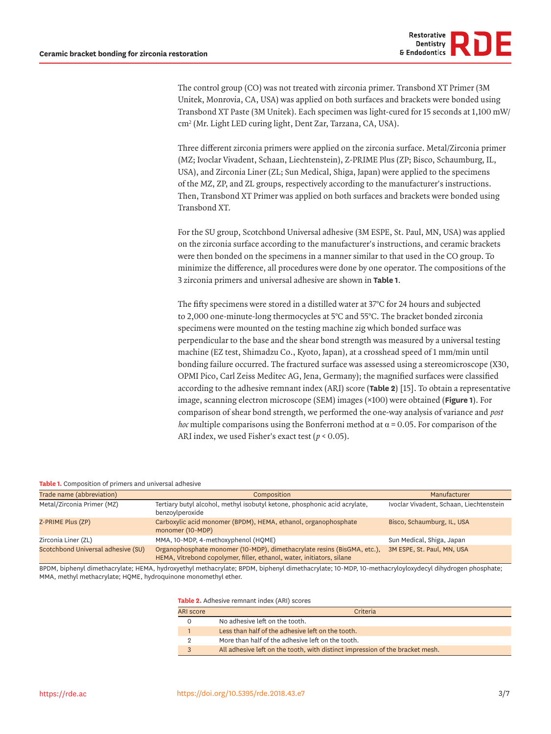The control group (CO) was not treated with zirconia primer. Transbond XT Primer (3M Unitek, Monrovia, CA, USA) was applied on both surfaces and brackets were bonded using Transbond XT Paste (3M Unitek). Each specimen was light-cured for 15 seconds at 1,100 mW/cm$^2$ (Mr. Light LED curing light, Dent Zar, Tarzana, CA, USA).

Three different zirconia primers were applied on the zirconia surface. Metal/Zirconia primer (MZ; Ivoclar Vivadent, Schaan, Liechtenstein), Z-PRIME Plus (ZP; Bisco, Schaumburg, IL, USA), and Zirconia Liner (ZL; Sun Medical, Shiga, Japan) were applied to the specimens of the MZ, ZP, and ZL groups, respectively according to the manufacturer's instructions. Then, Transbond XT Primer was applied on both surfaces and brackets were bonded using Transbond XT.

For the SU group, Scotchbond Universal adhesive (3M ESPE, St. Paul, MN, USA) was applied on the zirconia surface according to the manufacturer's instructions, and ceramic brackets were then bonded on the specimens in a manner similar to that used in the CO group. To minimize the difference, all procedures were done by one operator. The compositions of the 3 zirconia primers and universal adhesive are shown in **Table 1**.

The fifty specimens were stored in a distilled water at 37°C for 24 hours and subjected to 2,000 one-minute-long thermocycles at 5°C and 55°C. The bracket bonded zirconia specimens were mounted on the testing machine zig which bonded surface was perpendicular to the base and the shear bond strength was measured by a universal testing machine (EZ test, Shimadzu Co., Kyoto, Japan), at a crosshead speed of 1 mm/min until bonding failure occurred. The fractured surface was assessed using a stereomicroscope (X30, OPMI Pico, Carl Zeiss Meditec AG, Jena, Germany); the magnified surfaces were classified according to the adhesive remnant index (ARI) score (**Table 2**) [15]. To obtain a representative image, scanning electron microscope (SEM) images (×100) were obtained (**Figure 1**). For comparison of shear bond strength, we performed the one-way analysis of variance and *post hoc* multiple comparisons using the Bonferroni method at $\alpha = 0.05$. For comparison of the ARI index, we used Fisher's exact test ($p < 0.05$).

**Table 1.** Composition of primers and universal adhesive

| Trade name (abbreviation) | Composition | Manufacturer |
|---|---|---|
| Metal/Zirconia Primer (MZ) | Tertiary butyl alcohol, methyl isobutyl ketone, phosphonic acid acrylate, benzoylperoxide | Ivoclar Vivadent, Schaan, Liechtenstein |
| Z-PRIME Plus (ZP) | Carboxylic acid monomer (BPDM), HEMA, ethanol, organophosphate monomer (10-MDP) | Bisco, Schaumburg, IL, USA |
| Zirconia Liner (ZL) | MMA, 10-MDP, 4-methoxyphenol (HQME) | Sun Medical, Shiga, Japan |
| Scotchbond Universal adhesive (SU) | Organophosphate monomer (10-MDP), dimethacrylate resins (BisGMA, etc.), HEMA, Vitrebond copolymer, filler, ethanol, water, initiators, silane | 3M ESPE, St. Paul, MN, USA |

BPDM, biphenyl dimethacrylate; HEMA, hydroxyethyl methacrylate; BPDM, biphenyl dimethacrylate; 10-MDP, 10-methacryloyloxydecyl dihydrogen phosphate; MMA, methyl methacrylate; HQME, hydroquinone monomethyl ether.

**Table 2.** Adhesive remnant index (ARI) scores

| ARI score | Criteria |
|---|---|
| 0 | No adhesive left on the tooth. |
| 1 | Less than half of the adhesive left on the tooth. |
| 2 | More than half of the adhesive left on the tooth. |
| 3 | All adhesive left on the tooth, with distinct impression of the bracket mesh. |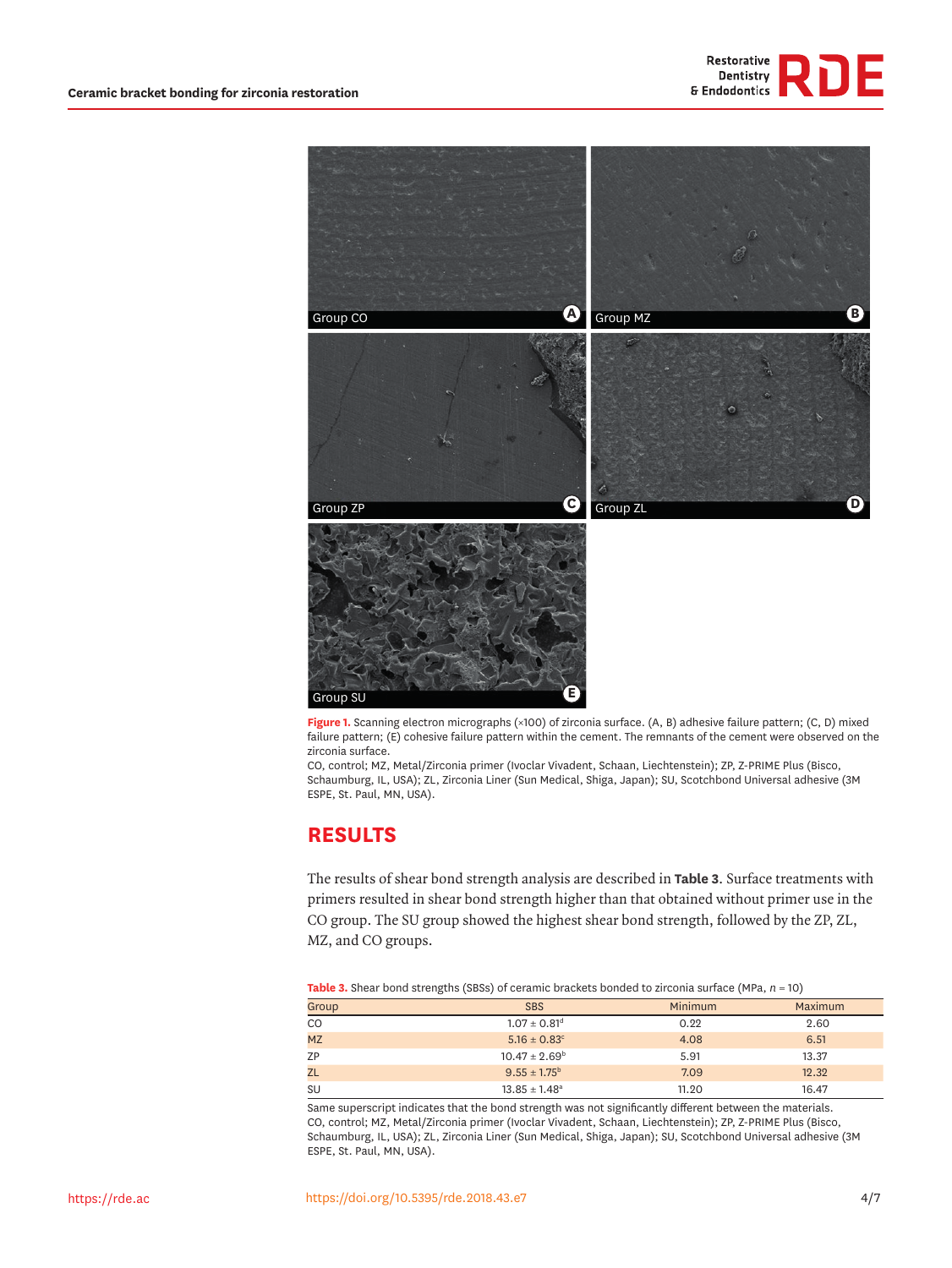**Figure 1.** Scanning electron micrographs (×100) of zirconia surface. (A, B) adhesive failure pattern; (C, D) mixed failure pattern; (E) cohesive failure pattern within the cement. The remnants of the cement were observed on the zirconia surface.

CO, control; MZ, Metal/Zirconia primer (Ivoclar Vivadent, Schaan, Liechtenstein); ZP, Z-PRIME Plus (Bisco, Schaumburg, IL, USA); ZL, Zirconia Liner (Sun Medical, Shiga, Japan); SU, Scotchbond Universal adhesive (3M ESPE, St. Paul, MN, USA).

# RESULTS

The results of shear bond strength analysis are described in **Table 3**. Surface treatments with primers resulted in shear bond strength higher than that obtained without primer use in the CO group. The SU group showed the highest shear bond strength, followed by the ZP, ZL, MZ, and CO groups.

**Table 3.** Shear bond strengths (SBSs) of ceramic brackets bonded to zirconia surface (MPa, $n = 10$)

| Group | SBS | Minimum | Maximum |
|---|---|---|---|
| CO | $1.07 \pm 0.81^{d}$ | 0.22 | 2.60 |
| MZ | $5.16 \pm 0.83^{c}$ | 4.08 | 6.51 |
| ZP | $10.47 \pm 2.69^{b}$ | 5.91 | 13.37 |
| ZL | $9.55 \pm 1.75^{b}$ | 7.09 | 12.32 |
| SU | $13.85 \pm 1.48^{a}$ | 11.20 | 16.47 |

Same superscript indicates that the bond strength was not significantly different between the materials.
CO, control; MZ, Metal/Zirconia primer (Ivoclar Vivadent, Schaan, Liechtenstein); ZP, Z-PRIME Plus (Bisco, Schaumburg, IL, USA); ZL, Zirconia Liner (Sun Medical, Shiga, Japan); SU, Scotchbond Universal adhesive (3M ESPE, St. Paul, MN, USA).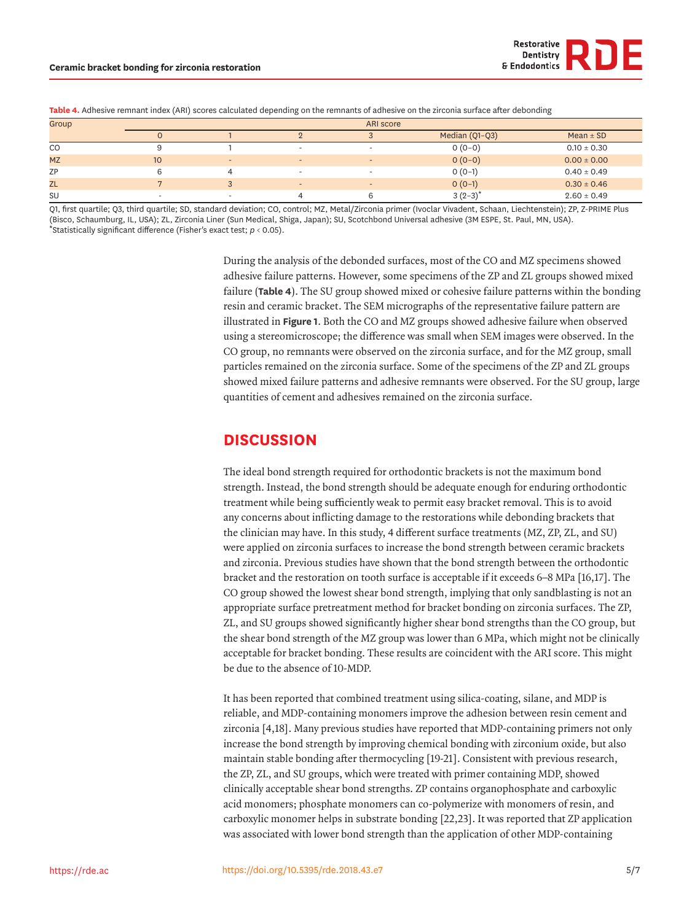**Table 4.** Adhesive remnant index (ARI) scores calculated depending on the remnants of adhesive on the zirconia surface after debonding

| Group | ARI score | | | | | |
|---|---|---|---|---|---|---|
| | 0 | 1 | 2 | 3 | Median (Q1–Q3) | Mean ± SD |
| CO | 9 | 1 | - | - | 0 (0–0) | 0.10 ± 0.30 |
| MZ | 10 | - | - | - | 0 (0–0) | 0.00 ± 0.00 |
| ZP | 6 | 4 | - | - | 0 (0–1) | 0.40 ± 0.49 |
| ZL | 7 | 3 | - | - | 0 (0–1) | 0.30 ± 0.46 |
| SU | - | - | 4 | 6 | 3 (2–3)* | 2.60 ± 0.49 |

Q1, first quartile; Q3, third quartile; SD, standard deviation; CO, control; MZ, Metal/Zirconia primer (Ivoclar Vivadent, Schaan, Liechtenstein); ZP, Z-PRIME Plus (Bisco, Schaumburg, IL, USA); ZL, Zirconia Liner (Sun Medical, Shiga, Japan); SU, Scotchbond Universal adhesive (3M ESPE, St. Paul, MN, USA).
*Statistically significant difference (Fisher's exact test; $p < 0.05$).

During the analysis of the debonded surfaces, most of the CO and MZ specimens showed adhesive failure patterns. However, some specimens of the ZP and ZL groups showed mixed failure (**Table 4**). The SU group showed mixed or cohesive failure patterns within the bonding resin and ceramic bracket. The SEM micrographs of the representative failure pattern are illustrated in **Figure 1**. Both the CO and MZ groups showed adhesive failure when observed using a stereomicroscope; the difference was small when SEM images were observed. In the CO group, no remnants were observed on the zirconia surface, and for the MZ group, small particles remained on the zirconia surface. Some of the specimens of the ZP and ZL groups showed mixed failure patterns and adhesive remnants were observed. For the SU group, large quantities of cement and adhesives remained on the zirconia surface.

## DISCUSSION

The ideal bond strength required for orthodontic brackets is not the maximum bond strength. Instead, the bond strength should be adequate enough for enduring orthodontic treatment while being sufficiently weak to permit easy bracket removal. This is to avoid any concerns about inflicting damage to the restorations while debonding brackets that the clinician may have. In this study, 4 different surface treatments (MZ, ZP, ZL, and SU) were applied on zirconia surfaces to increase the bond strength between ceramic brackets and zirconia. Previous studies have shown that the bond strength between the orthodontic bracket and the restoration on tooth surface is acceptable if it exceeds 6–8 MPa [16,17]. The CO group showed the lowest shear bond strength, implying that only sandblasting is not an appropriate surface pretreatment method for bracket bonding on zirconia surfaces. The ZP, ZL, and SU groups showed significantly higher shear bond strengths than the CO group, but the shear bond strength of the MZ group was lower than 6 MPa, which might not be clinically acceptable for bracket bonding. These results are coincident with the ARI score. This might be due to the absence of 10-MDP.

It has been reported that combined treatment using silica-coating, silane, and MDP is reliable, and MDP-containing monomers improve the adhesion between resin cement and zirconia [4,18]. Many previous studies have reported that MDP-containing primers not only increase the bond strength by improving chemical bonding with zirconium oxide, but also maintain stable bonding after thermocycling [19-21]. Consistent with previous research, the ZP, ZL, and SU groups, which were treated with primer containing MDP, showed clinically acceptable shear bond strengths. ZP contains organophosphate and carboxylic acid monomers; phosphate monomers can co-polymerize with monomers of resin, and carboxylic monomer helps in substrate bonding [22,23]. It was reported that ZP application was associated with lower bond strength than the application of other MDP-containing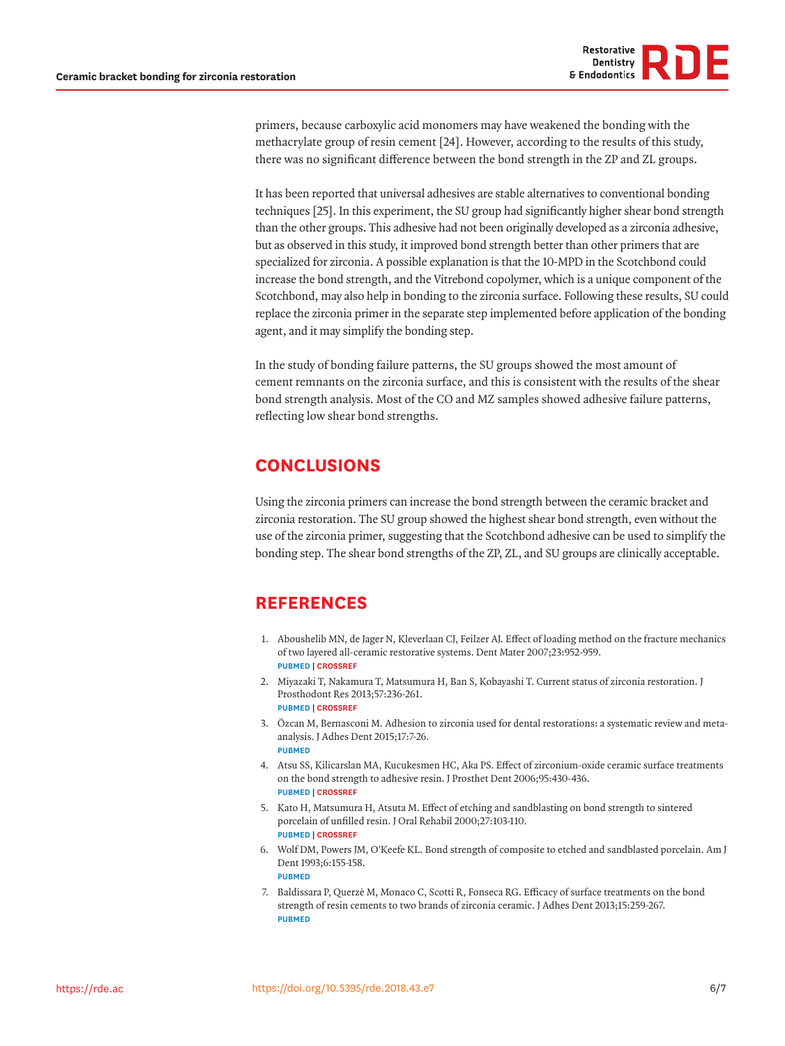primers, because carboxylic acid monomers may have weakened the bonding with the methacrylate group of resin cement [24]. However, according to the results of this study, there was no significant difference between the bond strength in the ZP and ZL groups.

It has been reported that universal adhesives are stable alternatives to conventional bonding techniques [25]. In this experiment, the SU group had significantly higher shear bond strength than the other groups. This adhesive had not been originally developed as a zirconia adhesive, but as observed in this study, it improved bond strength better than other primers that are specialized for zirconia. A possible explanation is that the 10-MPD in the Scotchbond could increase the bond strength, and the Vitrebond copolymer, which is a unique component of the Scotchbond, may also help in bonding to the zirconia surface. Following these results, SU could replace the zirconia primer in the separate step implemented before application of the bonding agent, and it may simplify the bonding step.

In the study of bonding failure patterns, the SU groups showed the most amount of cement remnants on the zirconia surface, and this is consistent with the results of the shear bond strength analysis. Most of the CO and MZ samples showed adhesive failure patterns, reflecting low shear bond strengths.

## CONCLUSIONS

Using the zirconia primers can increase the bond strength between the ceramic bracket and zirconia restoration. The SU group showed the highest shear bond strength, even without the use of the zirconia primer, suggesting that the Scotchbond adhesive can be used to simplify the bonding step. The shear bond strengths of the ZP, ZL, and SU groups are clinically acceptable.

## REFERENCES

1. Aboushelib MN, de Jager N, Kleverlaan CJ, Feilzer AJ. Effect of loading method on the fracture mechanics of two layered all-ceramic restorative systems. Dent Mater 2007;23:952-959.
   PUBMED | CROSSREF
2. Miyazaki T, Nakamura T, Matsumura H, Ban S, Kobayashi T. Current status of zirconia restoration. J Prosthodont Res 2013;57:236-261.
   PUBMED | CROSSREF
3. Özcan M, Bernasconi M. Adhesion to zirconia used for dental restorations: a systematic review and meta-analysis. J Adhes Dent 2015;17:7-26.
   PUBMED
4. Atsu SS, Kilicarslan MA, Kucukesmen HC, Aka PS. Effect of zirconium-oxide ceramic surface treatments on the bond strength to adhesive resin. J Prosthet Dent 2006;95:430-436.
   PUBMED | CROSSREF
5. Kato H, Matsumura H, Atsuta M. Effect of etching and sandblasting on bond strength to sintered porcelain of unfilled resin. J Oral Rehabil 2000;27:103-110.
   PUBMED | CROSSREF
6. Wolf DM, Powers JM, O'Keefe KL. Bond strength of composite to etched and sandblasted porcelain. Am J Dent 1993;6:155-158.
   PUBMED
7. Baldissara P, Querzè M, Monaco C, Scotti R, Fonseca RG. Efficacy of surface treatments on the bond strength of resin cements to two brands of zirconia ceramic. J Adhes Dent 2013;15:259-267.
   PUBMED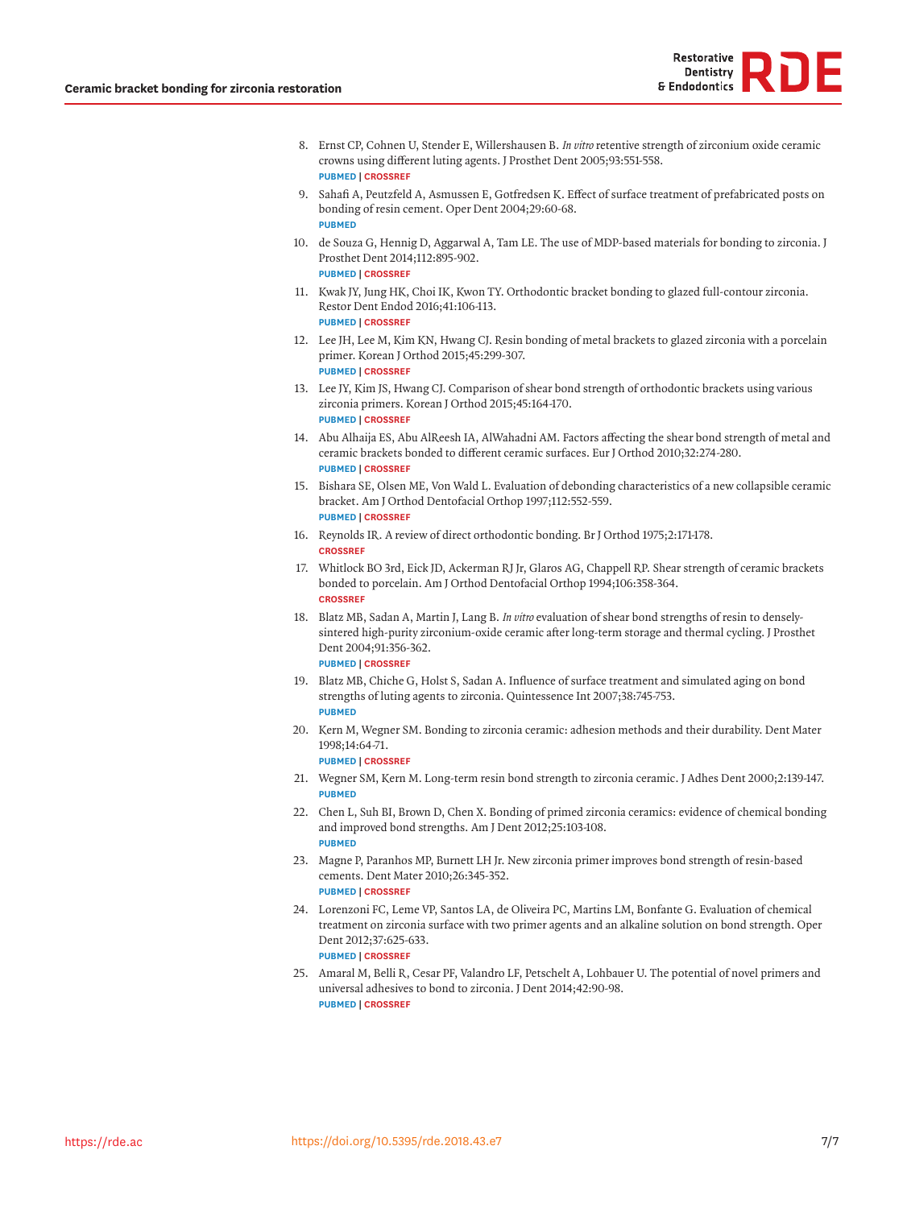8. Ernst CP, Cohnen U, Stender E, Willershausen B. *In vitro* retentive strength of zirconium oxide ceramic crowns using different luting agents. J Prosthet Dent 2005;93:551-558.
PUBMED | CROSSREF

9. Sahafi A, Peutzfeld A, Asmussen E, Gotfredsen K. Effect of surface treatment of prefabricated posts on bonding of resin cement. Oper Dent 2004;29:60-68.
PUBMED

10. de Souza G, Hennig D, Aggarwal A, Tam LE. The use of MDP-based materials for bonding to zirconia. J Prosthet Dent 2014;112:895-902.
PUBMED | CROSSREF

11. Kwak JY, Jung HK, Choi IK, Kwon TY. Orthodontic bracket bonding to glazed full-contour zirconia. Restor Dent Endod 2016;41:106-113.
PUBMED | CROSSREF

12. Lee JH, Lee M, Kim KN, Hwang CJ. Resin bonding of metal brackets to glazed zirconia with a porcelain primer. Korean J Orthod 2015;45:299-307.
PUBMED | CROSSREF

13. Lee JY, Kim JS, Hwang CJ. Comparison of shear bond strength of orthodontic brackets using various zirconia primers. Korean J Orthod 2015;45:164-170.
PUBMED | CROSSREF

14. Abu Alhaija ES, Abu AlReesh IA, AlWahadni AM. Factors affecting the shear bond strength of metal and ceramic brackets bonded to different ceramic surfaces. Eur J Orthod 2010;32:274-280.
PUBMED | CROSSREF

15. Bishara SE, Olsen ME, Von Wald L. Evaluation of debonding characteristics of a new collapsible ceramic bracket. Am J Orthod Dentofacial Orthop 1997;112:552-559.
PUBMED | CROSSREF

16. Reynolds IR. A review of direct orthodontic bonding. Br J Orthod 1975;2:171-178.
CROSSREF

17. Whitlock BO 3rd, Eick JD, Ackerman RJ Jr, Glaros AG, Chappell RP. Shear strength of ceramic brackets bonded to porcelain. Am J Orthod Dentofacial Orthop 1994;106:358-364.
CROSSREF

18. Blatz MB, Sadan A, Martin J, Lang B. *In vitro* evaluation of shear bond strengths of resin to densely-sintered high-purity zirconium-oxide ceramic after long-term storage and thermal cycling. J Prosthet Dent 2004;91:356-362.
PUBMED | CROSSREF

19. Blatz MB, Chiche G, Holst S, Sadan A. Influence of surface treatment and simulated aging on bond strengths of luting agents to zirconia. Quintessence Int 2007;38:745-753.
PUBMED

20. Kern M, Wegner SM. Bonding to zirconia ceramic: adhesion methods and their durability. Dent Mater 1998;14:64-71.
PUBMED | CROSSREF

21. Wegner SM, Kern M. Long-term resin bond strength to zirconia ceramic. J Adhes Dent 2000;2:139-147.
PUBMED

22. Chen L, Suh BI, Brown D, Chen X. Bonding of primed zirconia ceramics: evidence of chemical bonding and improved bond strengths. Am J Dent 2012;25:103-108.
PUBMED

23. Magne P, Paranhos MP, Burnett LH Jr. New zirconia primer improves bond strength of resin-based cements. Dent Mater 2010;26:345-352.
PUBMED | CROSSREF

24. Lorenzoni FC, Leme VP, Santos LA, de Oliveira PC, Martins LM, Bonfante G. Evaluation of chemical treatment on zirconia surface with two primer agents and an alkaline solution on bond strength. Oper Dent 2012;37:625-633.
PUBMED | CROSSREF

25. Amaral M, Belli R, Cesar PF, Valandro LF, Petschelt A, Lohbauer U. The potential of novel primers and universal adhesives to bond to zirconia. J Dent 2014;42:90-98.
PUBMED | CROSSREF